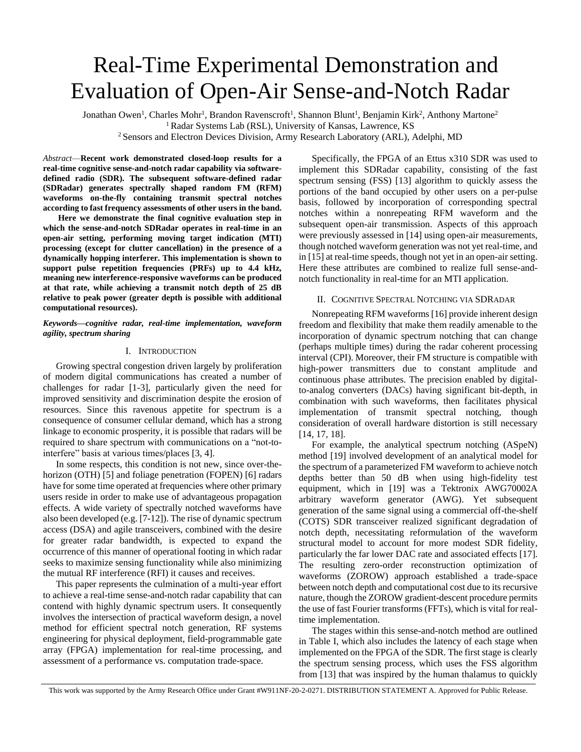# Real-Time Experimental Demonstration and Evaluation of Open-Air Sense-and-Notch Radar

Jonathan Owen[1], Charles Mohr[1], Brandon Ravenscroft[1], Shannon Blunt[1], Benjamin Kirk[2], Anthony Martone[2]

[1] Radar Systems Lab (RSL), University of Kansas, Lawrence, KS

[2] Sensors and Electron Devices Division, Army Research Laboratory (ARL), Adelphi, MD

*Abstract*—**Recent work demonstrated closed-loop results for a real-time cognitive sense-and-notch radar capability via software-defined radio (SDR). The subsequent software-defined radar (SDRadar) generates spectrally shaped random FM (RFM) waveforms on-the-fly containing transmit spectral notches according to fast frequency assessments of other users in the band.**

**Here we demonstrate the final cognitive evaluation step in which the sense-and-notch SDRadar operates in real-time in an open-air setting, performing moving target indication (MTI) processing (except for clutter cancellation) in the presence of a dynamically hopping interferer. This implementation is shown to support pulse repetition frequencies (PRFs) up to 4.4 kHz, meaning new interference-responsive waveforms can be produced at that rate, while achieving a transmit notch depth of 25 dB relative to peak power (greater depth is possible with additional computational resources).**

***Keywords—cognitive radar, real-time implementation, waveform agility, spectrum sharing***

## I. Introduction

Growing spectral congestion driven largely by proliferation of modern digital communications has created a number of challenges for radar [1-3], particularly given the need for improved sensitivity and discrimination despite the erosion of resources. Since this ravenous appetite for spectrum is a consequence of consumer cellular demand, which has a strong linkage to economic prosperity, it is possible that radars will be required to share spectrum with communications on a "not-to-interfere" basis at various times/places [3, 4].

In some respects, this condition is not new, since over-the-horizon (OTH) [5] and foliage penetration (FOPEN) [6] radars have for some time operated at frequencies where other primary users reside in order to make use of advantageous propagation effects. A wide variety of spectrally notched waveforms have also been developed (e.g. [7-12]). The rise of dynamic spectrum access (DSA) and agile transceivers, combined with the desire for greater radar bandwidth, is expected to expand the occurrence of this manner of operational footing in which radar seeks to maximize sensing functionality while also minimizing the mutual RF interference (RFI) it causes and receives.

This paper represents the culmination of a multi-year effort to achieve a real-time sense-and-notch radar capability that can contend with highly dynamic spectrum users. It consequently involves the intersection of practical waveform design, a novel method for efficient spectral notch generation, RF systems engineering for physical deployment, field-programmable gate array (FPGA) implementation for real-time processing, and assessment of a performance vs. computation trade-space.

Specifically, the FPGA of an Ettus x310 SDR was used to implement this SDRadar capability, consisting of the fast spectrum sensing (FSS) [13] algorithm to quickly assess the portions of the band occupied by other users on a per-pulse basis, followed by incorporation of corresponding spectral notches within a nonrepeating RFM waveform and the subsequent open-air transmission. Aspects of this approach were previously assessed in [14] using open-air measurements, though notched waveform generation was not yet real-time, and in [15] at real-time speeds, though not yet in an open-air setting. Here these attributes are combined to realize full sense-and-notch functionality in real-time for an MTI application.

## II. Cognitive Spectral Notching via SDRadar

Nonrepeating RFM waveforms [16] provide inherent design freedom and flexibility that make them readily amenable to the incorporation of dynamic spectrum notching that can change (perhaps multiple times) during the radar coherent processing interval (CPI). Moreover, their FM structure is compatible with high-power transmitters due to constant amplitude and continuous phase attributes. The precision enabled by digital-to-analog converters (DACs) having significant bit-depth, in combination with such waveforms, then facilitates physical implementation of transmit spectral notching, though consideration of overall hardware distortion is still necessary [14, 17, 18].

For example, the analytical spectrum notching (ASpeN) method [19] involved development of an analytical model for the spectrum of a parameterized FM waveform to achieve notch depths better than 50 dB when using high-fidelity test equipment, which in [19] was a Tektronix AWG70002A arbitrary waveform generator (AWG). Yet subsequent generation of the same signal using a commercial off-the-shelf (COTS) SDR transceiver realized significant degradation of notch depth, necessitating reformulation of the waveform structural model to account for more modest SDR fidelity, particularly the far lower DAC rate and associated effects [17]. The resulting zero-order reconstruction optimization of waveforms (ZOROW) approach established a trade-space between notch depth and computational cost due to its recursive nature, though the ZOROW gradient-descent procedure permits the use of fast Fourier transforms (FFTs), which is vital for real-time implementation.

The stages within this sense-and-notch method are outlined in Table I, which also includes the latency of each stage when implemented on the FPGA of the SDR. The first stage is clearly the spectrum sensing process, which uses the FSS algorithm from [13] that was inspired by the human thalamus to quickly

This work was supported by the Army Research Office under Grant #W911NF-20-2-0271. DISTRIBUTION STATEMENT A. Approved for Public Release.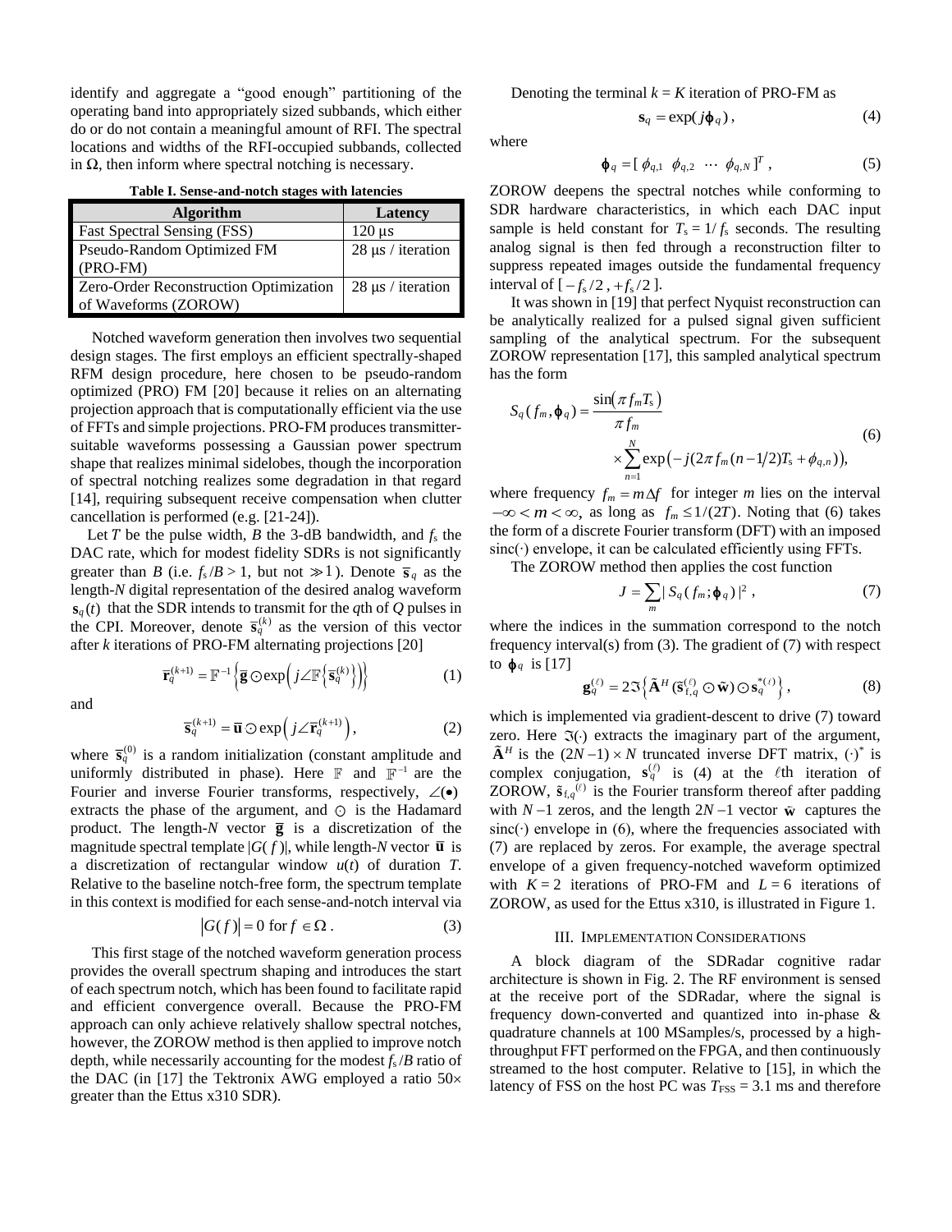identify and aggregate a "good enough" partitioning of the operating band into appropriately sized subbands, which either do or do not contain a meaningful amount of RFI. The spectral locations and widths of the RFI-occupied subbands, collected in $\Omega$, then inform where spectral notching is necessary.

**Table I. Sense-and-notch stages with latencies**

| Algorithm | Latency |
|---|---|
| Fast Spectral Sensing (FSS) | 120 μs |
| Pseudo-Random Optimized FM (PRO-FM) | 28 μs / iteration |
| Zero-Order Reconstruction Optimization of Waveforms (ZOROW) | 28 μs / iteration |

Notched waveform generation then involves two sequential design stages. The first employs an efficient spectrally-shaped RFM design procedure, here chosen to be pseudo-random optimized (PRO) FM [20] because it relies on an alternating projection approach that is computationally efficient via the use of FFTs and simple projections. PRO-FM produces transmitter-suitable waveforms possessing a Gaussian power spectrum shape that realizes minimal sidelobes, though the incorporation of spectral notching realizes some degradation in that regard [14], requiring subsequent receive compensation when clutter cancellation is performed (e.g. [21-24]).

Let $T$ be the pulse width, $B$ the 3-dB bandwidth, and $f_s$ the DAC rate, which for modest fidelity SDRs is not significantly greater than $B$ (i.e. $f_s/B > 1$, but not $\gg 1$). Denote $\bar{\mathbf{s}}_q$ as the length-$N$ digital representation of the desired analog waveform $\mathbf{s}_q(t)$ that the SDR intends to transmit for the $q$th of $Q$ pulses in the CPI. Moreover, denote $\bar{\mathbf{s}}_q^{(k)}$ as the version of this vector after $k$ iterations of PRO-FM alternating projections [20]

$$\bar{\mathbf{r}}_q^{(k+1)} = \mathbb{F}^{-1}\left\{\bar{\mathbf{g}} \odot \exp\left(j\angle\mathbb{F}\left\{\bar{\mathbf{s}}_q^{(k)}\right\}\right)\right\} \tag{1}$$

and

$$\bar{\mathbf{s}}_q^{(k+1)} = \bar{\mathbf{u}} \odot \exp\left(j\angle\bar{\mathbf{r}}_q^{(k+1)}\right), \tag{2}$$

where $\bar{\mathbf{s}}_q^{(0)}$ is a random initialization (constant amplitude and uniformly distributed in phase). Here $\mathbb{F}$ and $\mathbb{F}^{-1}$ are the Fourier and inverse Fourier transforms, respectively, $\angle(\bullet)$ extracts the phase of the argument, and $\odot$ is the Hadamard product. The length-$N$ vector $\bar{\mathbf{g}}$ is a discretization of the magnitude spectral template $|G(f)|$, while length-$N$ vector $\bar{\mathbf{u}}$ is a discretization of rectangular window $u(t)$ of duration $T$. Relative to the baseline notch-free form, the spectrum template in this context is modified for each sense-and-notch interval via

$$|G(f)| = 0 \text{ for } f \in \Omega\,. \tag{3}$$

This first stage of the notched waveform generation process provides the overall spectrum shaping and introduces the start of each spectrum notch, which has been found to facilitate rapid and efficient convergence overall. Because the PRO-FM approach can only achieve relatively shallow spectral notches, however, the ZOROW method is then applied to improve notch depth, while necessarily accounting for the modest $f_s/B$ ratio of the DAC (in [17] the Tektronix AWG employed a ratio 50× greater than the Ettus x310 SDR).

Denoting the terminal $k = K$ iteration of PRO-FM as

$$\mathbf{s}_q = \exp(j\boldsymbol{\phi}_q)\,, \tag{4}$$

where

$$\boldsymbol{\phi}_q = [\,\phi_{q,1} \;\; \phi_{q,2} \;\; \cdots \;\; \phi_{q,N}\,]^T\,, \tag{5}$$

ZOROW deepens the spectral notches while conforming to SDR hardware characteristics, in which each DAC input sample is held constant for $T_s = 1/f_s$ seconds. The resulting analog signal is then fed through a reconstruction filter to suppress repeated images outside the fundamental frequency interval of $[-f_s/2\,, +f_s/2\,]$.

It was shown in [19] that perfect Nyquist reconstruction can be analytically realized for a pulsed signal given sufficient sampling of the analytical spectrum. For the subsequent ZOROW representation [17], this sampled analytical spectrum has the form

$$S_q(f_m, \boldsymbol{\phi}_q) = \frac{\sin(\pi f_m T_s)}{\pi f_m} \times \sum_{n=1}^{N} \exp\left(-j(2\pi f_m (n-1/2)T_s + \phi_{q,n})\right), \tag{6}$$

where frequency $f_m = m\Delta f$ for integer $m$ lies on the interval $-\infty < m < \infty$, as long as $f_m \le 1/(2T)$. Noting that (6) takes the form of a discrete Fourier transform (DFT) with an imposed sinc(·) envelope, it can be calculated efficiently using FFTs.

The ZOROW method then applies the cost function

$$J = \sum_m |\,S_q(f_m; \boldsymbol{\phi}_q)\,|^2\,, \tag{7}$$

where the indices in the summation correspond to the notch frequency interval(s) from (3). The gradient of (7) with respect to $\boldsymbol{\phi}_q$ is [17]

$$\mathbf{g}_q^{(\ell)} = 2\Im\left\{\tilde{\mathbf{A}}^H(\tilde{\mathbf{s}}_{f,q}^{(\ell)} \odot \tilde{\mathbf{w}}) \odot \mathbf{s}_q^{*(\ell)}\right\}, \tag{8}$$

which is implemented via gradient-descent to drive (7) toward zero. Here $\Im(\cdot)$ extracts the imaginary part of the argument, $\tilde{\mathbf{A}}^H$ is the $(2N-1)\times N$ truncated inverse DFT matrix, $(\cdot)^*$ is complex conjugation, $\mathbf{s}_q^{(\ell)}$ is (4) at the $\ell$th iteration of ZOROW, $\tilde{\mathbf{s}}_{f,q}^{(\ell)}$ is the Fourier transform thereof after padding with $N-1$ zeros, and the length $2N-1$ vector $\tilde{\mathbf{w}}$ captures the sinc(·) envelope in (6), where the frequencies associated with (7) are replaced by zeros. For example, the average spectral envelope of a given frequency-notched waveform optimized with $K = 2$ iterations of PRO-FM and $L = 6$ iterations of ZOROW, as used for the Ettus x310, is illustrated in Figure 1.

## III. Implementation Considerations

A block diagram of the SDRadar cognitive radar architecture is shown in Fig. 2. The RF environment is sensed at the receive port of the SDRadar, where the signal is frequency down-converted and quantized into in-phase & quadrature channels at 100 MSamples/s, processed by a high-throughput FFT performed on the FPGA, and then continuously streamed to the host computer. Relative to [15], in which the latency of FSS on the host PC was $T_{FSS}$ = 3.1 ms and therefore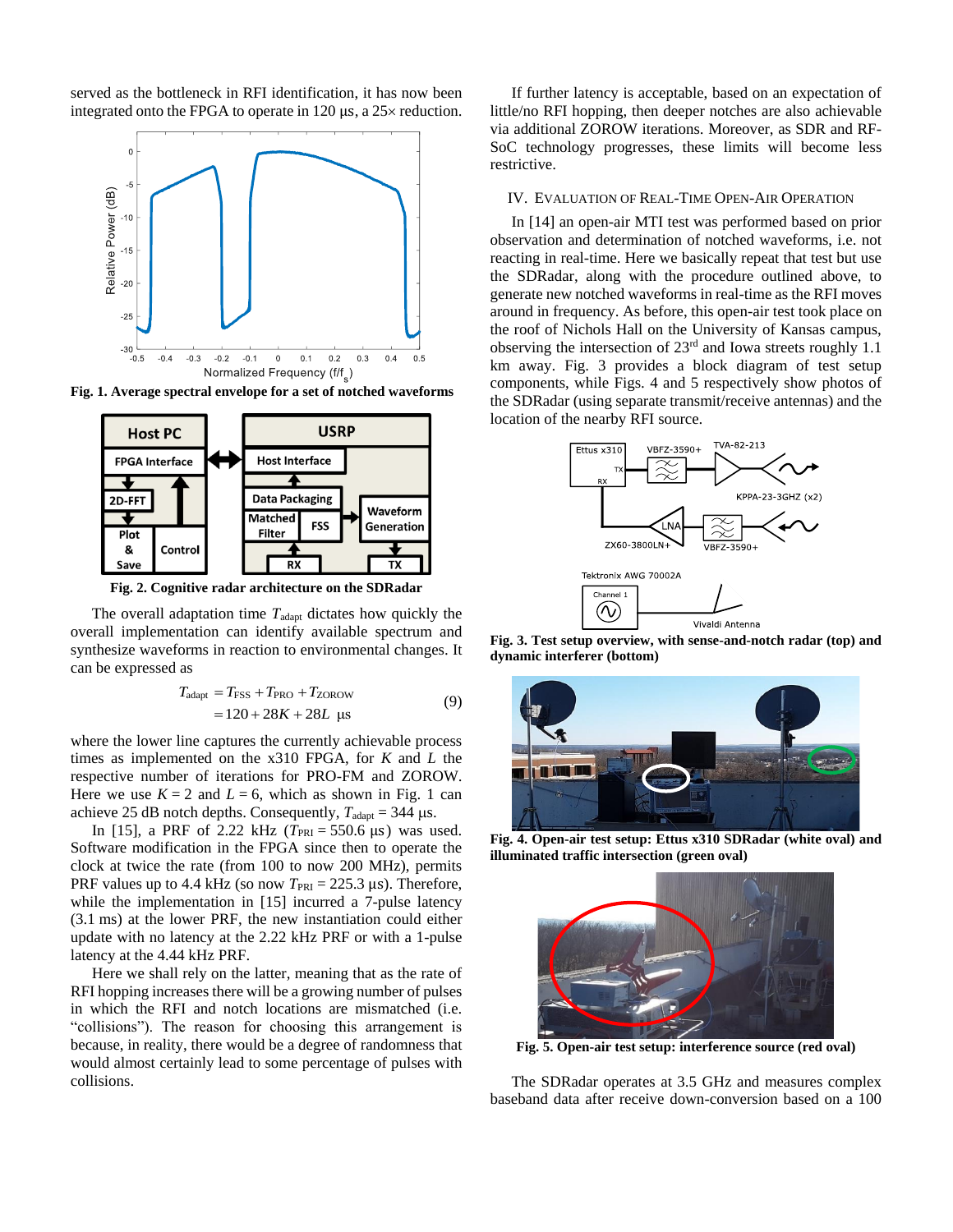served as the bottleneck in RFI identification, it has now been integrated onto the FPGA to operate in 120 μs, a 25× reduction.

**Fig. 1. Average spectral envelope for a set of notched waveforms**

**Fig. 2. Cognitive radar architecture on the SDRadar**

The overall adaptation time $T_{\text{adapt}}$ dictates how quickly the overall implementation can identify available spectrum and synthesize waveforms in reaction to environmental changes. It can be expressed as

$$\begin{aligned} T_{\text{adapt}} &= T_{\text{FSS}} + T_{\text{PRO}} + T_{\text{ZOROW}} \\ &= 120 + 28K + 28L \ \ \mu\text{s} \end{aligned} \tag{9}$$

where the lower line captures the currently achievable process times as implemented on the x310 FPGA, for $K$ and $L$ the respective number of iterations for PRO-FM and ZOROW. Here we use $K = 2$ and $L = 6$, which as shown in Fig. 1 can achieve 25 dB notch depths. Consequently, $T_{\text{adapt}} = 344$ μs.

In [15], a PRF of 2.22 kHz ($T_{\text{PRI}} = 550.6$ μs) was used. Software modification in the FPGA since then to operate the clock at twice the rate (from 100 to now 200 MHz), permits PRF values up to 4.4 kHz (so now $T_{\text{PRI}} = 225.3$ μs). Therefore, while the implementation in [15] incurred a 7-pulse latency (3.1 ms) at the lower PRF, the new instantiation could either update with no latency at the 2.22 kHz PRF or with a 1-pulse latency at the 4.44 kHz PRF.

Here we shall rely on the latter, meaning that as the rate of RFI hopping increases there will be a growing number of pulses in which the RFI and notch locations are mismatched (i.e. "collisions"). The reason for choosing this arrangement is because, in reality, there would be a degree of randomness that would almost certainly lead to some percentage of pulses with collisions.

If further latency is acceptable, based on an expectation of little/no RFI hopping, then deeper notches are also achievable via additional ZOROW iterations. Moreover, as SDR and RF-SoC technology progresses, these limits will become less restrictive.

## IV. Evaluation of Real-Time Open-Air Operation

In [14] an open-air MTI test was performed based on prior observation and determination of notched waveforms, i.e. not reacting in real-time. Here we basically repeat that test but use the SDRadar, along with the procedure outlined above, to generate new notched waveforms in real-time as the RFI moves around in frequency. As before, this open-air test took place on the roof of Nichols Hall on the University of Kansas campus, observing the intersection of 23rd and Iowa streets roughly 1.1 km away. Fig. 3 provides a block diagram of test setup components, while Figs. 4 and 5 respectively show photos of the SDRadar (using separate transmit/receive antennas) and the location of the nearby RFI source.

**Fig. 3. Test setup overview, with sense-and-notch radar (top) and dynamic interferer (bottom)**

**Fig. 4. Open-air test setup: Ettus x310 SDRadar (white oval) and illuminated traffic intersection (green oval)**

**Fig. 5. Open-air test setup: interference source (red oval)**

The SDRadar operates at 3.5 GHz and measures complex baseband data after receive down-conversion based on a 100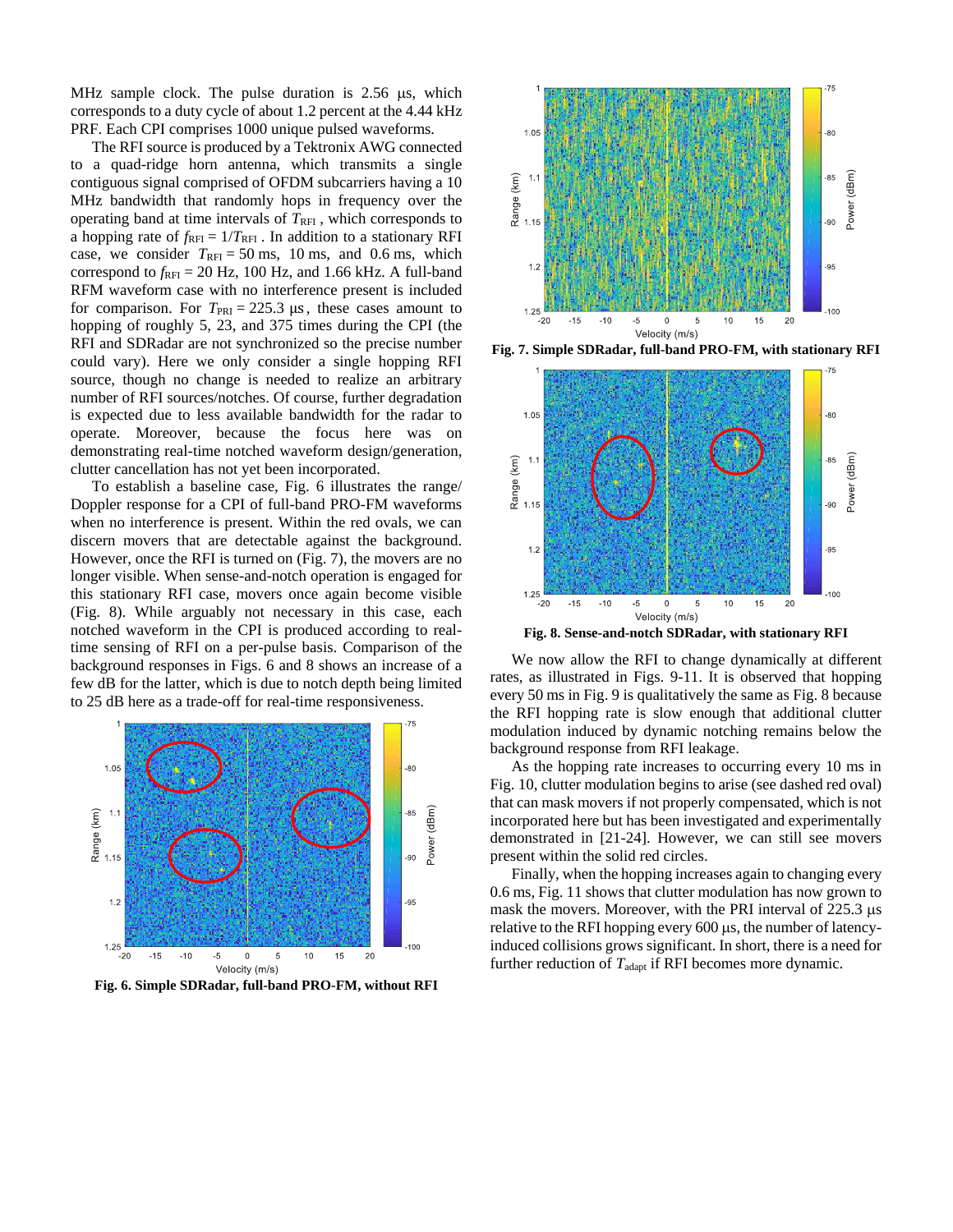MHz sample clock. The pulse duration is 2.56 μs, which corresponds to a duty cycle of about 1.2 percent at the 4.44 kHz PRF. Each CPI comprises 1000 unique pulsed waveforms.

The RFI source is produced by a Tektronix AWG connected to a quad-ridge horn antenna, which transmits a single contiguous signal comprised of OFDM subcarriers having a 10 MHz bandwidth that randomly hops in frequency over the operating band at time intervals of $T_{\text{RFI}}$, which corresponds to a hopping rate of $f_{\text{RFI}} = 1/T_{\text{RFI}}$. In addition to a stationary RFI case, we consider $T_{\text{RFI}} = 50$ ms, 10 ms, and 0.6 ms, which correspond to $f_{\text{RFI}} = 20$ Hz, 100 Hz, and 1.66 kHz. A full-band RFM waveform case with no interference present is included for comparison. For $T_{\text{PRI}} = 225.3$ μs, these cases amount to hopping of roughly 5, 23, and 375 times during the CPI (the RFI and SDRadar are not synchronized so the precise number could vary). Here we only consider a single hopping RFI source, though no change is needed to realize an arbitrary number of RFI sources/notches. Of course, further degradation is expected due to less available bandwidth for the radar to operate. Moreover, because the focus here was on demonstrating real-time notched waveform design/generation, clutter cancellation has not yet been incorporated.

To establish a baseline case, Fig. 6 illustrates the range/Doppler response for a CPI of full-band PRO-FM waveforms when no interference is present. Within the red ovals, we can discern movers that are detectable against the background. However, once the RFI is turned on (Fig. 7), the movers are no longer visible. When sense-and-notch operation is engaged for this stationary RFI case, movers once again become visible (Fig. 8). While arguably not necessary in this case, each notched waveform in the CPI is produced according to real-time sensing of RFI on a per-pulse basis. Comparison of the background responses in Figs. 6 and 8 shows an increase of a few dB for the latter, which is due to notch depth being limited to 25 dB here as a trade-off for real-time responsiveness.

**Fig. 6. Simple SDRadar, full-band PRO-FM, without RFI**

**Fig. 7. Simple SDRadar, full-band PRO-FM, with stationary RFI**

**Fig. 8. Sense-and-notch SDRadar, with stationary RFI**

We now allow the RFI to change dynamically at different rates, as illustrated in Figs. 9-11. It is observed that hopping every 50 ms in Fig. 9 is qualitatively the same as Fig. 8 because the RFI hopping rate is slow enough that additional clutter modulation induced by dynamic notching remains below the background response from RFI leakage.

As the hopping rate increases to occurring every 10 ms in Fig. 10, clutter modulation begins to arise (see dashed red oval) that can mask movers if not properly compensated, which is not incorporated here but has been investigated and experimentally demonstrated in [21-24]. However, we can still see movers present within the solid red circles.

Finally, when the hopping increases again to changing every 0.6 ms, Fig. 11 shows that clutter modulation has now grown to mask the movers. Moreover, with the PRI interval of 225.3 μs relative to the RFI hopping every 600 μs, the number of latency-induced collisions grows significant. In short, there is a need for further reduction of $T_{\text{adapt}}$ if RFI becomes more dynamic.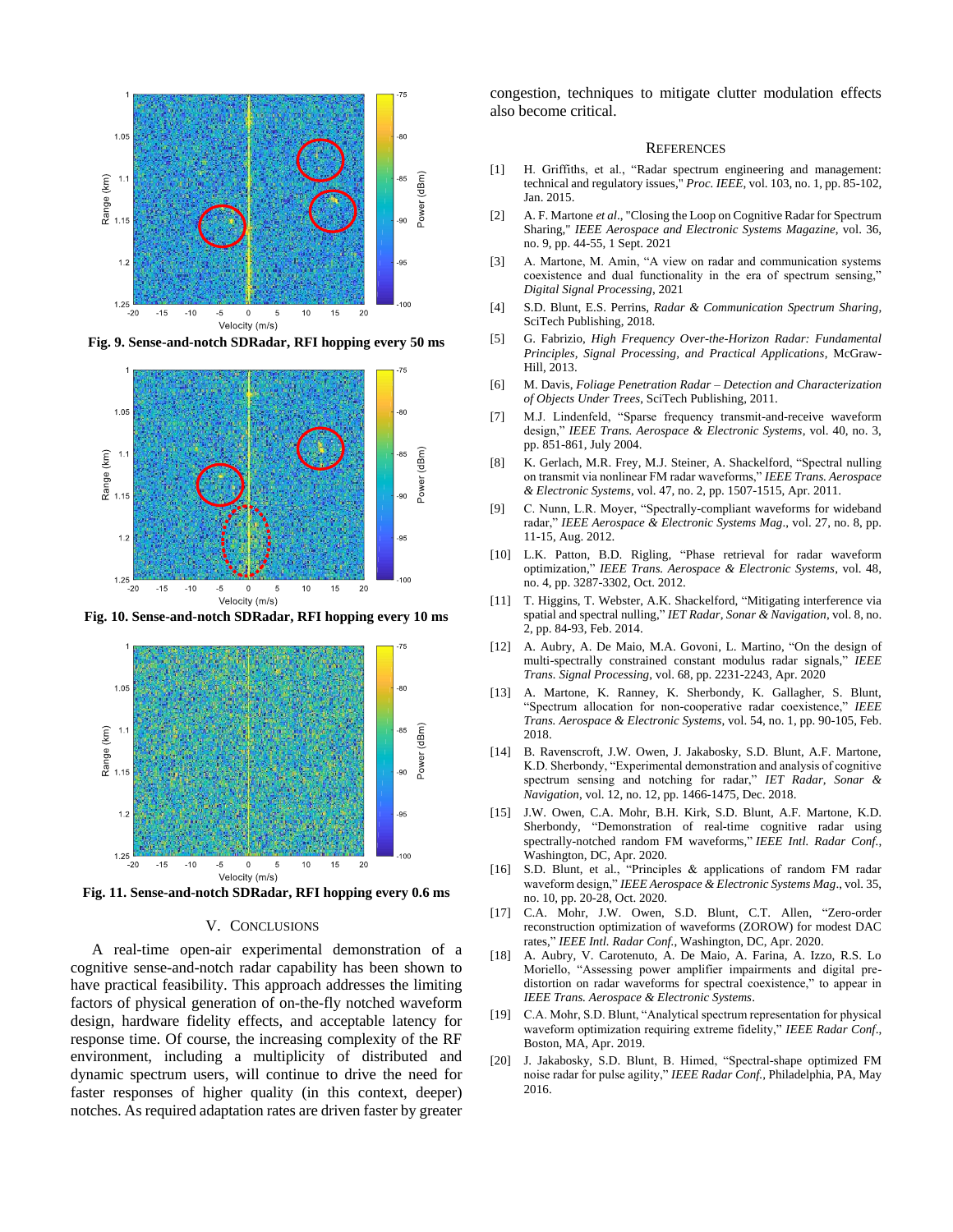**Fig. 9. Sense-and-notch SDRadar, RFI hopping every 50 ms**

**Fig. 10. Sense-and-notch SDRadar, RFI hopping every 10 ms**

**Fig. 11. Sense-and-notch SDRadar, RFI hopping every 0.6 ms**

## V. Conclusions

A real-time open-air experimental demonstration of a cognitive sense-and-notch radar capability has been shown to have practical feasibility. This approach addresses the limiting factors of physical generation of on-the-fly notched waveform design, hardware fidelity effects, and acceptable latency for response time. Of course, the increasing complexity of the RF environment, including a multiplicity of distributed and dynamic spectrum users, will continue to drive the need for faster responses of higher quality (in this context, deeper) notches. As required adaptation rates are driven faster by greater congestion, techniques to mitigate clutter modulation effects also become critical.

## References

[1] H. Griffiths, et al., "Radar spectrum engineering and management: technical and regulatory issues," *Proc. IEEE*, vol. 103, no. 1, pp. 85-102, Jan. 2015.

[2] A. F. Martone *et al*., "Closing the Loop on Cognitive Radar for Spectrum Sharing," *IEEE Aerospace and Electronic Systems Magazine*, vol. 36, no. 9, pp. 44-55, 1 Sept. 2021

[3] A. Martone, M. Amin, "A view on radar and communication systems coexistence and dual functionality in the era of spectrum sensing," *Digital Signal Processing*, 2021

[4] S.D. Blunt, E.S. Perrins, *Radar & Communication Spectrum Sharing*, SciTech Publishing, 2018.

[5] G. Fabrizio, *High Frequency Over-the-Horizon Radar: Fundamental Principles, Signal Processing, and Practical Applications*, McGraw-Hill, 2013.

[6] M. Davis, *Foliage Penetration Radar – Detection and Characterization of Objects Under Trees*, SciTech Publishing, 2011.

[7] M.J. Lindenfeld, "Sparse frequency transmit-and-receive waveform design," *IEEE Trans. Aerospace & Electronic Systems*, vol. 40, no. 3, pp. 851-861, July 2004.

[8] K. Gerlach, M.R. Frey, M.J. Steiner, A. Shackelford, "Spectral nulling on transmit via nonlinear FM radar waveforms," *IEEE Trans. Aerospace & Electronic Systems*, vol. 47, no. 2, pp. 1507-1515, Apr. 2011.

[9] C. Nunn, L.R. Moyer, "Spectrally-compliant waveforms for wideband radar," *IEEE Aerospace & Electronic Systems Mag*., vol. 27, no. 8, pp. 11-15, Aug. 2012.

[10] L.K. Patton, B.D. Rigling, "Phase retrieval for radar waveform optimization," *IEEE Trans. Aerospace & Electronic Systems*, vol. 48, no. 4, pp. 3287-3302, Oct. 2012.

[11] T. Higgins, T. Webster, A.K. Shackelford, "Mitigating interference via spatial and spectral nulling," *IET Radar, Sonar & Navigation*, vol. 8, no. 2, pp. 84-93, Feb. 2014.

[12] A. Aubry, A. De Maio, M.A. Govoni, L. Martino, "On the design of multi-spectrally constrained constant modulus radar signals," *IEEE Trans. Signal Processing*, vol. 68, pp. 2231-2243, Apr. 2020

[13] A. Martone, K. Ranney, K. Sherbondy, K. Gallagher, S. Blunt, "Spectrum allocation for non-cooperative radar coexistence," *IEEE Trans. Aerospace & Electronic Systems*, vol. 54, no. 1, pp. 90-105, Feb. 2018.

[14] B. Ravenscroft, J.W. Owen, J. Jakabosky, S.D. Blunt, A.F. Martone, K.D. Sherbondy, "Experimental demonstration and analysis of cognitive spectrum sensing and notching for radar," *IET Radar, Sonar & Navigation*, vol. 12, no. 12, pp. 1466-1475, Dec. 2018.

[15] J.W. Owen, C.A. Mohr, B.H. Kirk, S.D. Blunt, A.F. Martone, K.D. Sherbondy, "Demonstration of real-time cognitive radar using spectrally-notched random FM waveforms," *IEEE Intl. Radar Conf.*, Washington, DC, Apr. 2020.

[16] S.D. Blunt, et al., "Principles & applications of random FM radar waveform design," *IEEE Aerospace & Electronic Systems Mag*., vol. 35, no. 10, pp. 20-28, Oct. 2020.

[17] C.A. Mohr, J.W. Owen, S.D. Blunt, C.T. Allen, "Zero-order reconstruction optimization of waveforms (ZOROW) for modest DAC rates," *IEEE Intl. Radar Conf.*, Washington, DC, Apr. 2020.

[18] A. Aubry, V. Carotenuto, A. De Maio, A. Farina, A. Izzo, R.S. Lo Moriello, "Assessing power amplifier impairments and digital pre-distortion on radar waveforms for spectral coexistence," to appear in *IEEE Trans. Aerospace & Electronic Systems*.

[19] C.A. Mohr, S.D. Blunt, "Analytical spectrum representation for physical waveform optimization requiring extreme fidelity," *IEEE Radar Conf*., Boston, MA, Apr. 2019.

[20] J. Jakabosky, S.D. Blunt, B. Himed, "Spectral-shape optimized FM noise radar for pulse agility," *IEEE Radar Conf.*, Philadelphia, PA, May 2016.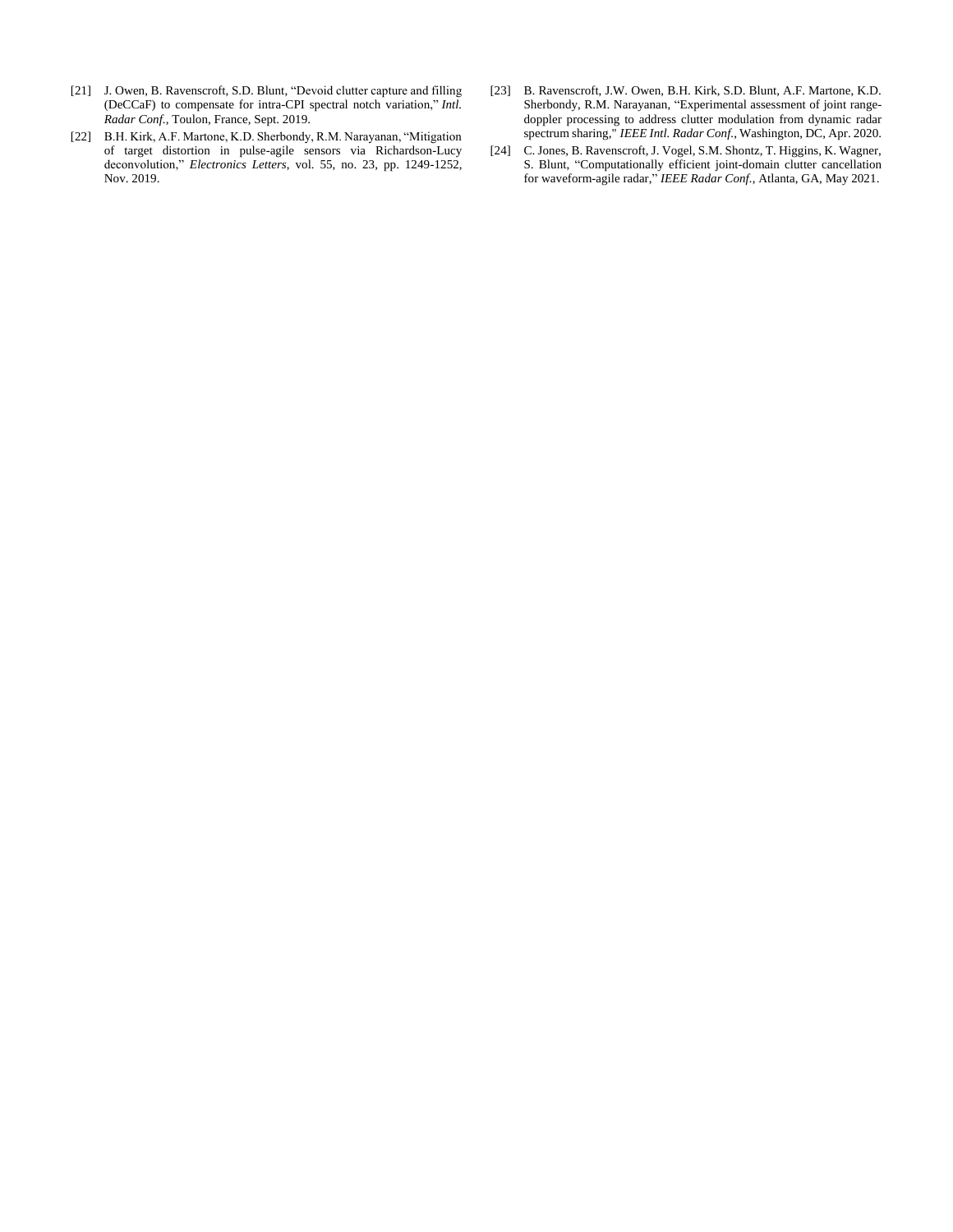[21] J. Owen, B. Ravenscroft, S.D. Blunt, "Devoid clutter capture and filling (DeCCaF) to compensate for intra-CPI spectral notch variation," *Intl. Radar Conf.*, Toulon, France, Sept. 2019.

[22] B.H. Kirk, A.F. Martone, K.D. Sherbondy, R.M. Narayanan, "Mitigation of target distortion in pulse-agile sensors via Richardson-Lucy deconvolution," *Electronics Letters*, vol. 55, no. 23, pp. 1249-1252, Nov. 2019.

[23] B. Ravenscroft, J.W. Owen, B.H. Kirk, S.D. Blunt, A.F. Martone, K.D. Sherbondy, R.M. Narayanan, "Experimental assessment of joint range-doppler processing to address clutter modulation from dynamic radar spectrum sharing," *IEEE Intl. Radar Conf.*, Washington, DC, Apr. 2020.

[24] C. Jones, B. Ravenscroft, J. Vogel, S.M. Shontz, T. Higgins, K. Wagner, S. Blunt, "Computationally efficient joint-domain clutter cancellation for waveform-agile radar," *IEEE Radar Conf.*, Atlanta, GA, May 2021.